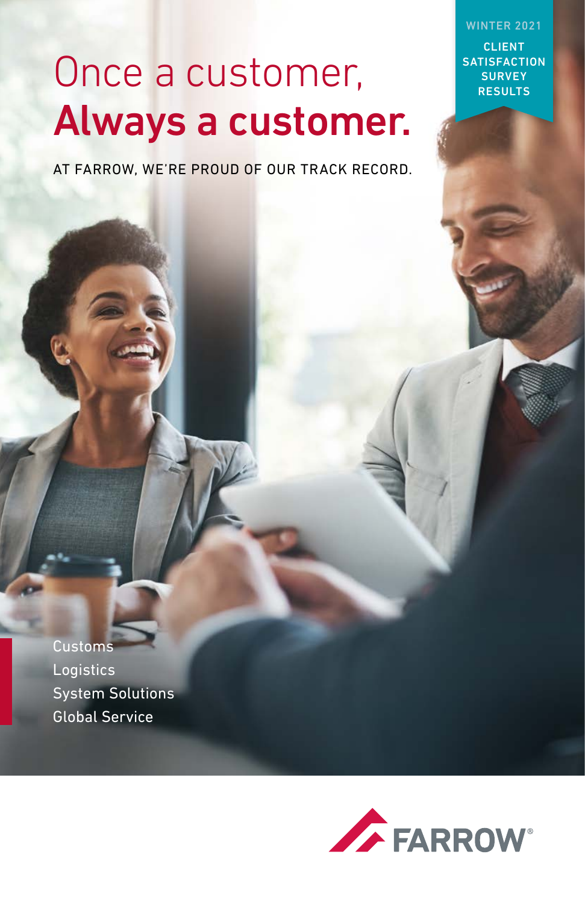WINTER 2021

CLIENT SATISFACTION SURVEY RESULTS

# Once a customer, **Always a customer.**

AT FARROW, WE'RE PROUD OF OUR TRACK RECORD.

Customs
Logistics
System Solutions
Global Service

FARROW®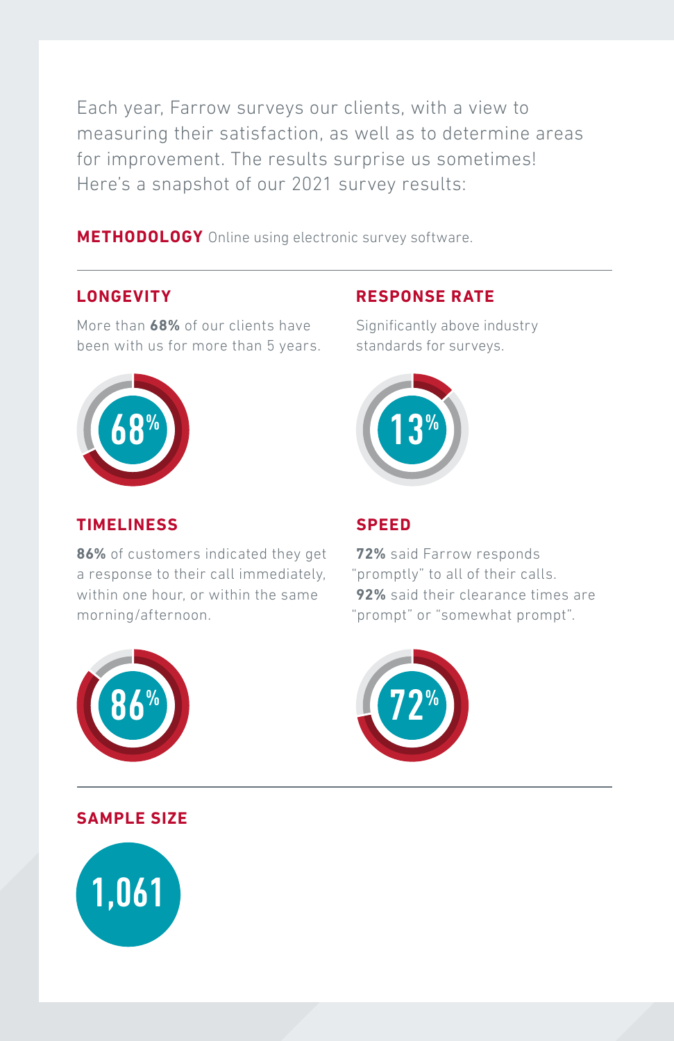Each year, Farrow surveys our clients, with a view to measuring their satisfaction, as well as to determine areas for improvement. The results surprise us sometimes! Here's a snapshot of our 2021 survey results:

**METHODOLOGY** Online using electronic survey software.

## LONGEVITY

More than **68%** of our clients have been with us for more than 5 years.

68%

## RESPONSE RATE

Significantly above industry standards for surveys.

13%

## TIMELINESS

**86%** of customers indicated they get a response to their call immediately, within one hour, or within the same morning/afternoon.

86%

## SPEED

**72%** said Farrow responds "promptly" to all of their calls.
**92%** said their clearance times are "prompt" or "somewhat prompt".

72%

## SAMPLE SIZE

1,061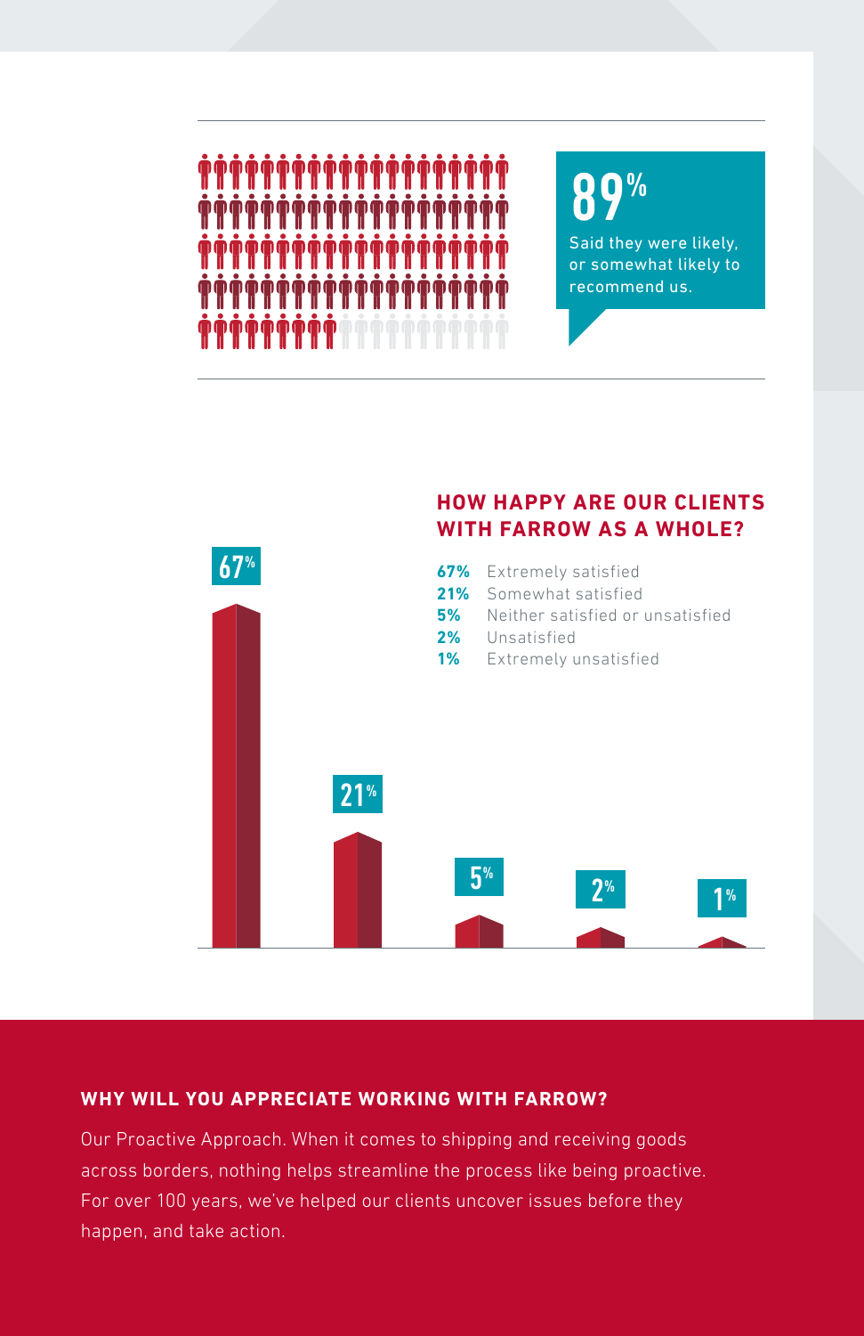**89%**

Said they were likely, or somewhat likely to recommend us.

## HOW HAPPY ARE OUR CLIENTS WITH FARROW AS A WHOLE?

- **67%** Extremely satisfied
- **21%** Somewhat satisfied
- **5%** Neither satisfied or unsatisfied
- **2%** Unsatisfied
- **1%** Extremely unsatisfied

67% 21% 5% 2% 1%

### WHY WILL YOU APPRECIATE WORKING WITH FARROW?

Our Proactive Approach. When it comes to shipping and receiving goods across borders, nothing helps streamline the process like being proactive. For over 100 years, we've helped our clients uncover issues before they happen, and take action.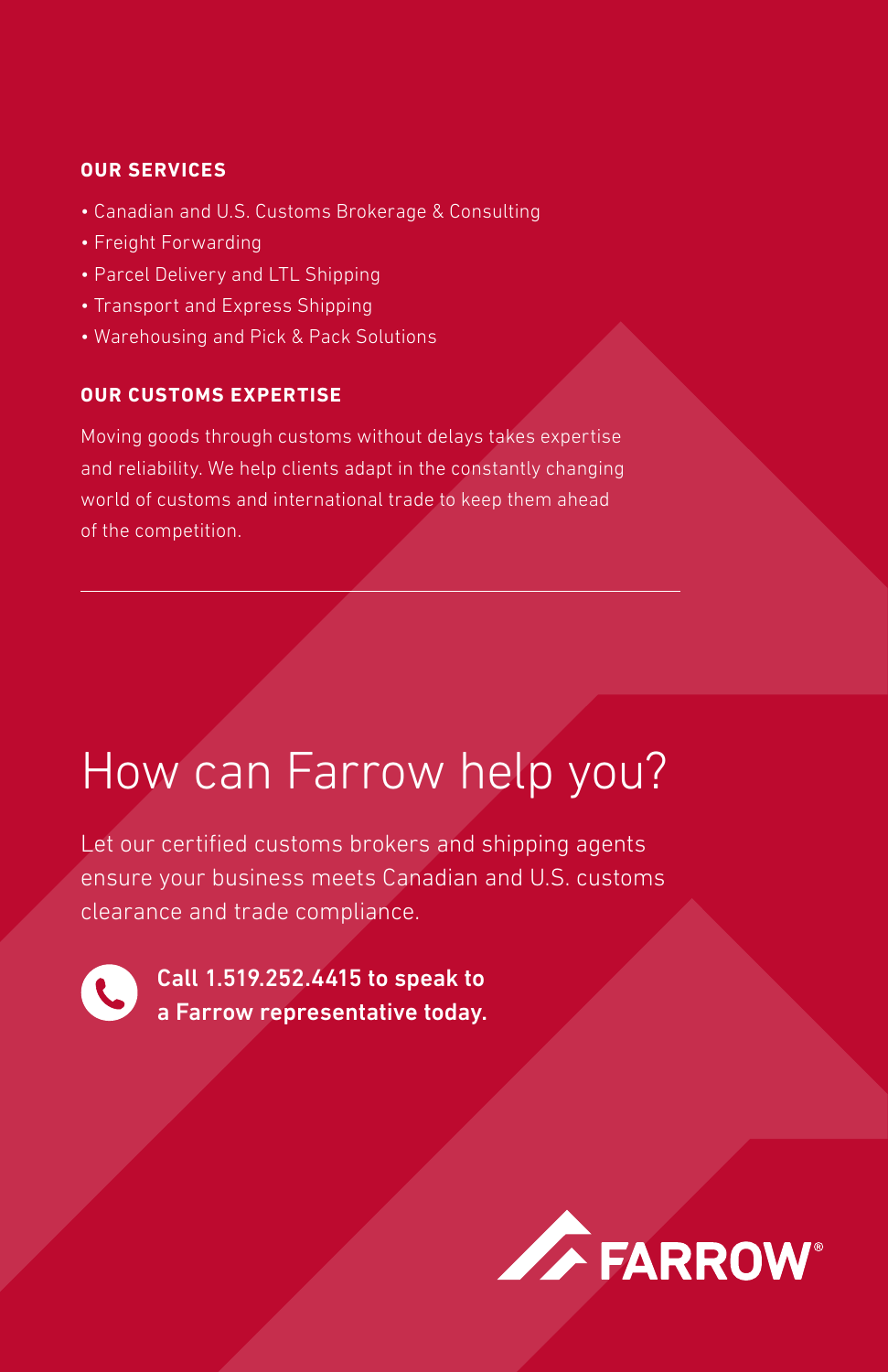## OUR SERVICES

- Canadian and U.S. Customs Brokerage & Consulting
- Freight Forwarding
- Parcel Delivery and LTL Shipping
- Transport and Express Shipping
- Warehousing and Pick & Pack Solutions

## OUR CUSTOMS EXPERTISE

Moving goods through customs without delays takes expertise and reliability. We help clients adapt in the constantly changing world of customs and international trade to keep them ahead of the competition.

---

# How can Farrow help you?

Let our certified customs brokers and shipping agents ensure your business meets Canadian and U.S. customs clearance and trade compliance.

**Call 1.519.252.4415 to speak to a Farrow representative today.**

FARROW®